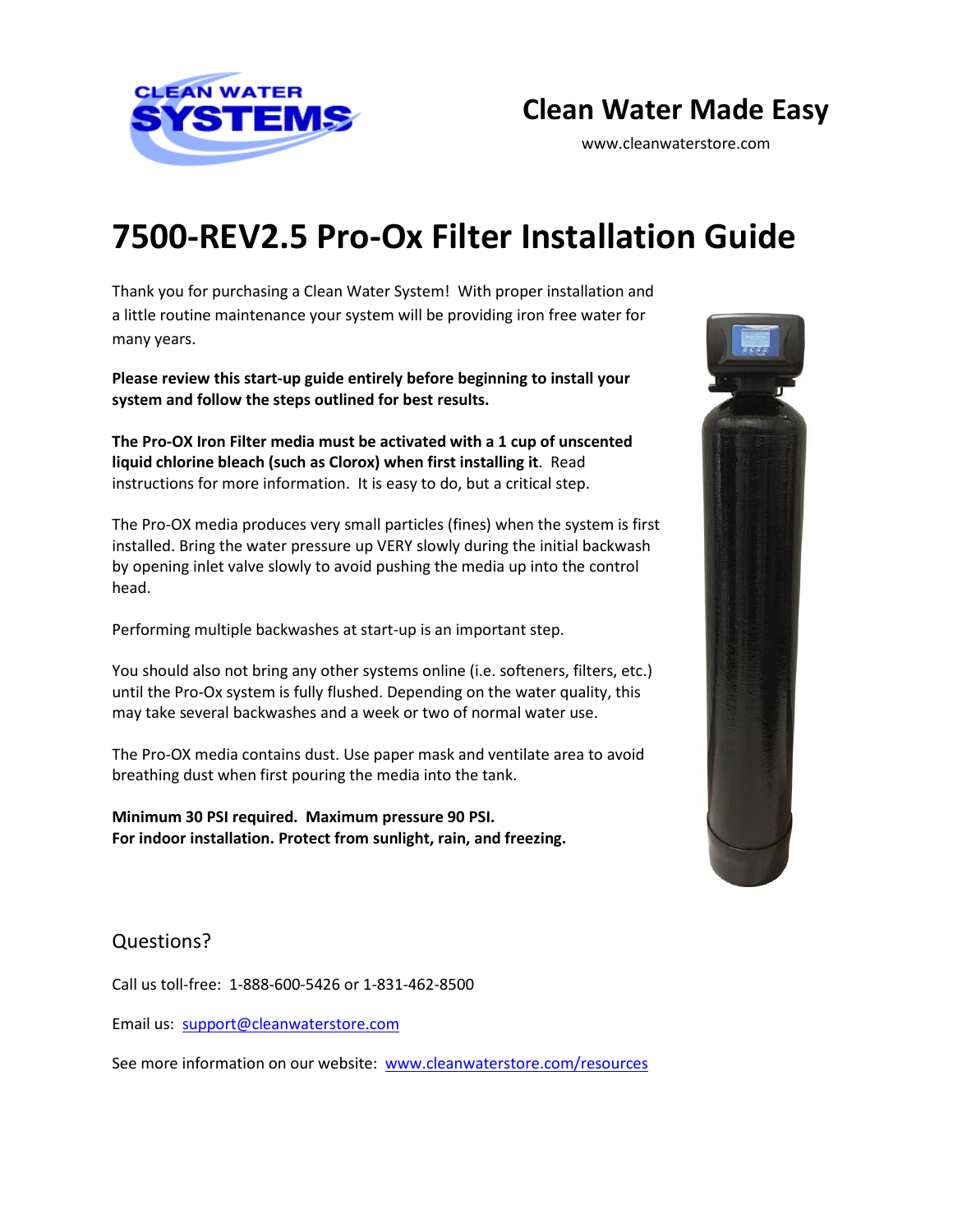CLEAN WATER SYSTEMS

Clean Water Made Easy

www.cleanwaterstore.com

# 7500-REV2.5 Pro-Ox Filter Installation Guide

Thank you for purchasing a Clean Water System! With proper installation and a little routine maintenance your system will be providing iron free water for many years.

**Please review this start-up guide entirely before beginning to install your system and follow the steps outlined for best results.**

**The Pro-OX Iron Filter media must be activated with a 1 cup of unscented liquid chlorine bleach (such as Clorox) when first installing it**. Read instructions for more information. It is easy to do, but a critical step.

The Pro-OX media produces very small particles (fines) when the system is first installed. Bring the water pressure up VERY slowly during the initial backwash by opening inlet valve slowly to avoid pushing the media up into the control head.

Performing multiple backwashes at start-up is an important step.

You should also not bring any other systems online (i.e. softeners, filters, etc.) until the Pro-Ox system is fully flushed. Depending on the water quality, this may take several backwashes and a week or two of normal water use.

The Pro-OX media contains dust. Use paper mask and ventilate area to avoid breathing dust when first pouring the media into the tank.

**Minimum 30 PSI required. Maximum pressure 90 PSI.**
**For indoor installation. Protect from sunlight, rain, and freezing.**

## Questions?

Call us toll-free: 1-888-600-5426 or 1-831-462-8500

Email us: support@cleanwaterstore.com

See more information on our website: www.cleanwaterstore.com/resources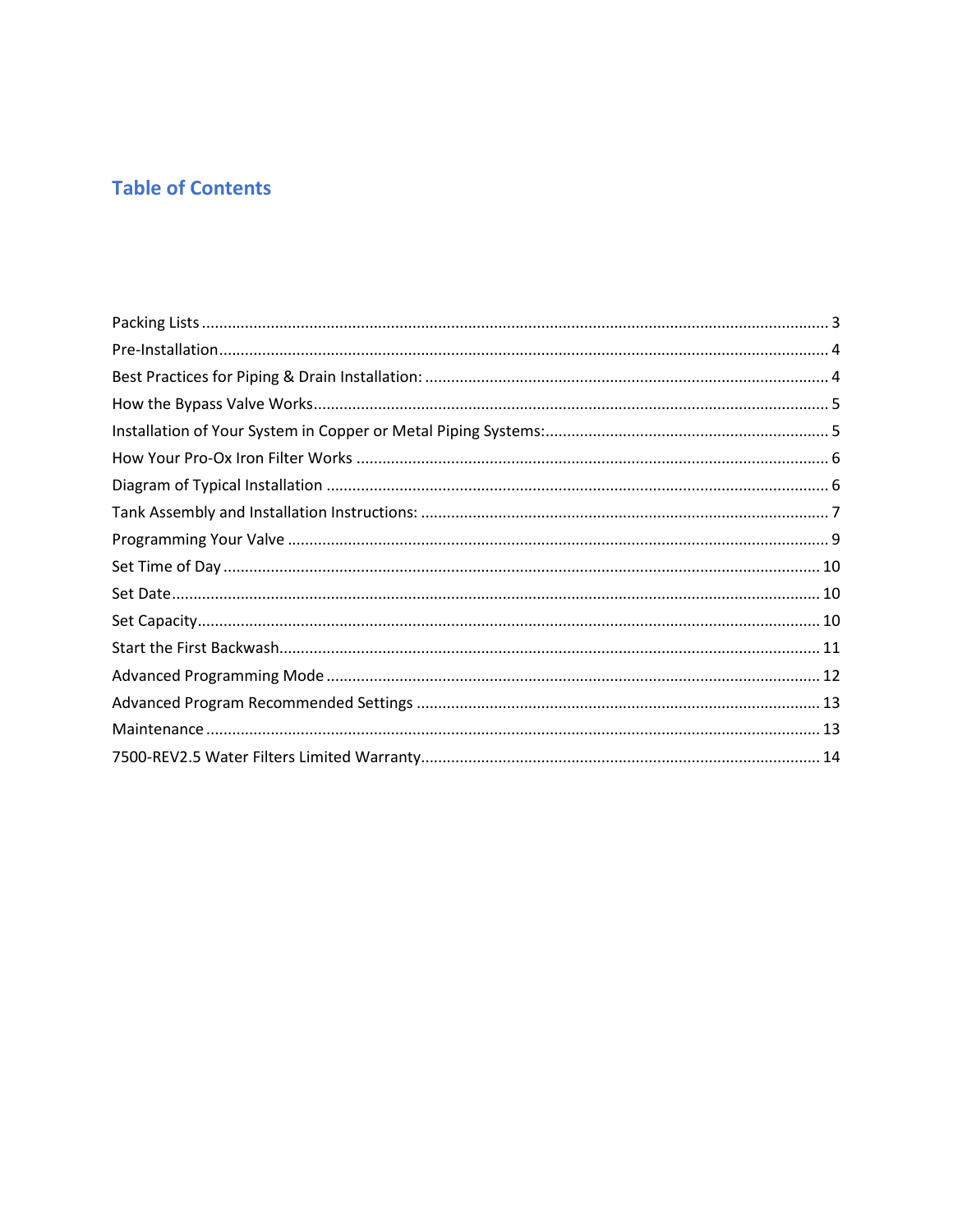## Table of Contents

Packing Lists ..................................................... 3

Pre-Installation ..................................................... 4

Best Practices for Piping & Drain Installation: ..................................................... 4

How the Bypass Valve Works ..................................................... 5

Installation of Your System in Copper or Metal Piping Systems: ..................................................... 5

How Your Pro-Ox Iron Filter Works ..................................................... 6

Diagram of Typical Installation ..................................................... 6

Tank Assembly and Installation Instructions: ..................................................... 7

Programming Your Valve ..................................................... 9

Set Time of Day ..................................................... 10

Set Date ..................................................... 10

Set Capacity ..................................................... 10

Start the First Backwash ..................................................... 11

Advanced Programming Mode ..................................................... 12

Advanced Program Recommended Settings ..................................................... 13

Maintenance ..................................................... 13

7500-REV2.5 Water Filters Limited Warranty ..................................................... 14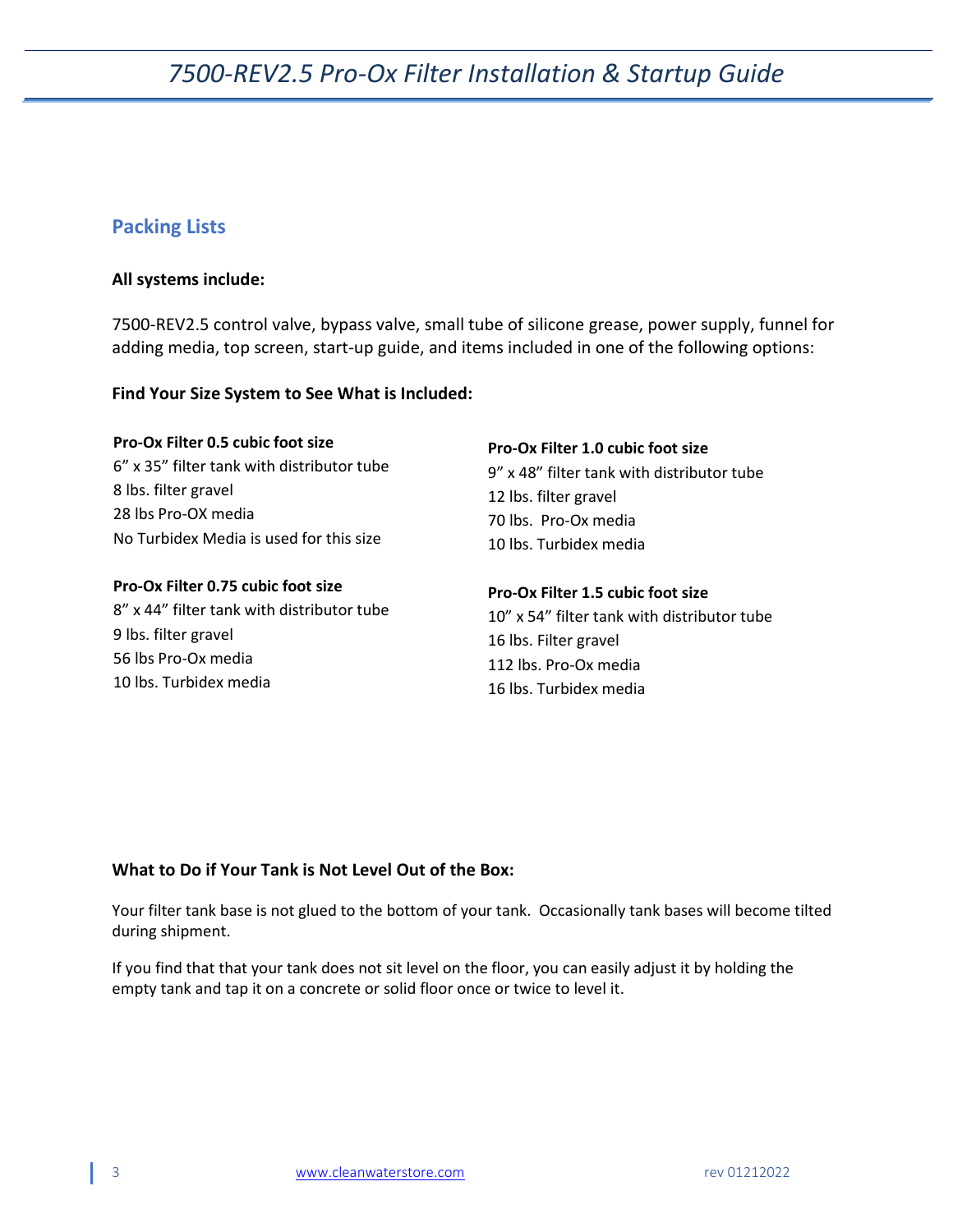## Packing Lists

**All systems include:**

7500-REV2.5 control valve, bypass valve, small tube of silicone grease, power supply, funnel for adding media, top screen, start-up guide, and items included in one of the following options:

**Find Your Size System to See What is Included:**

**Pro-Ox Filter 0.5 cubic foot size**
6" x 35" filter tank with distributor tube
8 lbs. filter gravel
28 lbs Pro-OX media
No Turbidex Media is used for this size

**Pro-Ox Filter 0.75 cubic foot size**
8" x 44" filter tank with distributor tube
9 lbs. filter gravel
56 lbs Pro-Ox media
10 lbs. Turbidex media

**Pro-Ox Filter 1.0 cubic foot size**
9" x 48" filter tank with distributor tube
12 lbs. filter gravel
70 lbs. Pro-Ox media
10 lbs. Turbidex media

**Pro-Ox Filter 1.5 cubic foot size**
10" x 54" filter tank with distributor tube
16 lbs. Filter gravel
112 lbs. Pro-Ox media
16 lbs. Turbidex media

**What to Do if Your Tank is Not Level Out of the Box:**

Your filter tank base is not glued to the bottom of your tank. Occasionally tank bases will become tilted during shipment.

If you find that that your tank does not sit level on the floor, you can easily adjust it by holding the empty tank and tap it on a concrete or solid floor once or twice to level it.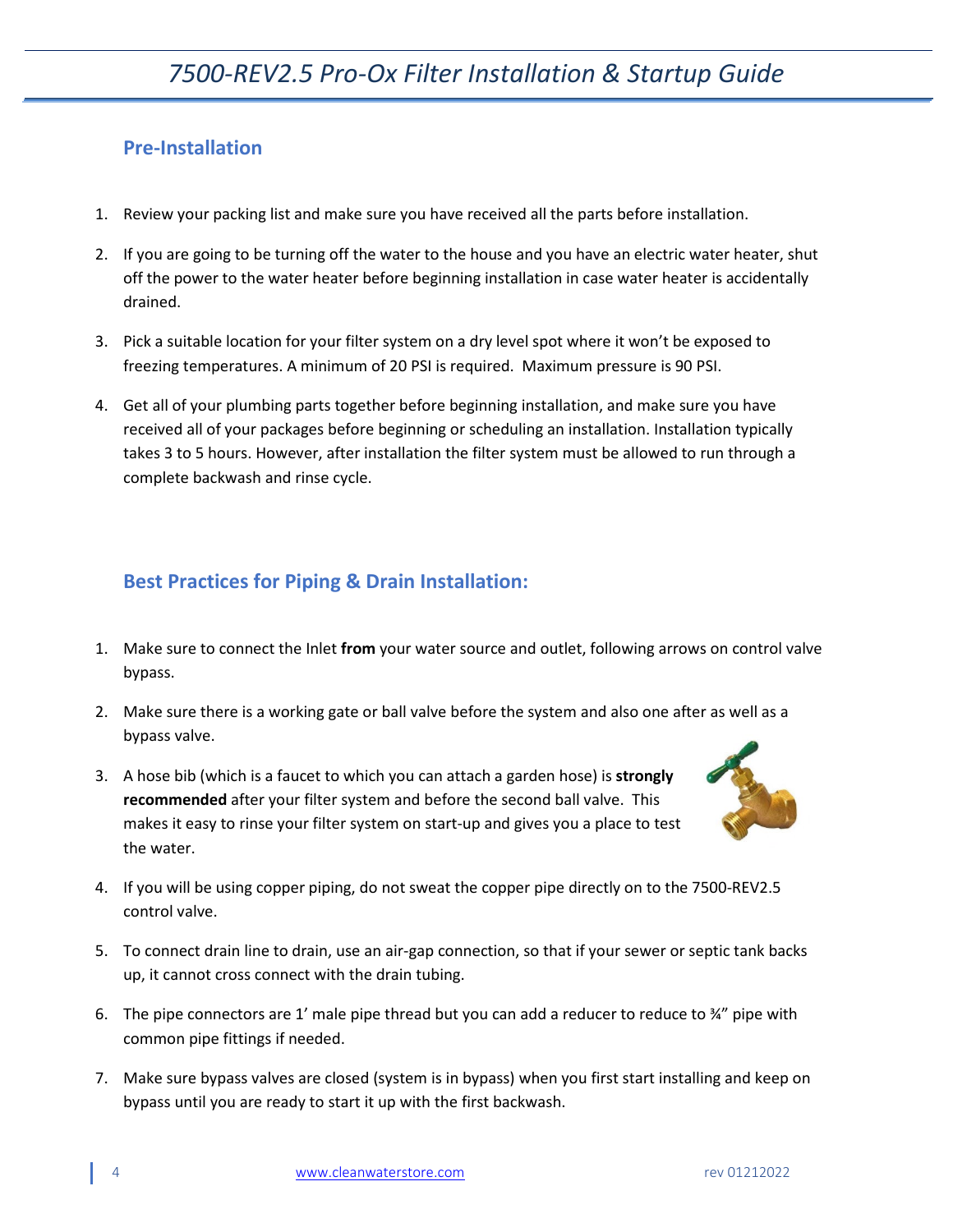## Pre-Installation

1. Review your packing list and make sure you have received all the parts before installation.
2. If you are going to be turning off the water to the house and you have an electric water heater, shut off the power to the water heater before beginning installation in case water heater is accidentally drained.
3. Pick a suitable location for your filter system on a dry level spot where it won't be exposed to freezing temperatures. A minimum of 20 PSI is required. Maximum pressure is 90 PSI.
4. Get all of your plumbing parts together before beginning installation, and make sure you have received all of your packages before beginning or scheduling an installation. Installation typically takes 3 to 5 hours. However, after installation the filter system must be allowed to run through a complete backwash and rinse cycle.

## Best Practices for Piping & Drain Installation:

1. Make sure to connect the Inlet **from** your water source and outlet, following arrows on control valve bypass.
2. Make sure there is a working gate or ball valve before the system and also one after as well as a bypass valve.
3. A hose bib (which is a faucet to which you can attach a garden hose) is **strongly recommended** after your filter system and before the second ball valve. This makes it easy to rinse your filter system on start-up and gives you a place to test the water.
4. If you will be using copper piping, do not sweat the copper pipe directly on to the 7500-REV2.5 control valve.
5. To connect drain line to drain, use an air-gap connection, so that if your sewer or septic tank backs up, it cannot cross connect with the drain tubing.
6. The pipe connectors are 1' male pipe thread but you can add a reducer to reduce to ¾" pipe with common pipe fittings if needed.
7. Make sure bypass valves are closed (system is in bypass) when you first start installing and keep on bypass until you are ready to start it up with the first backwash.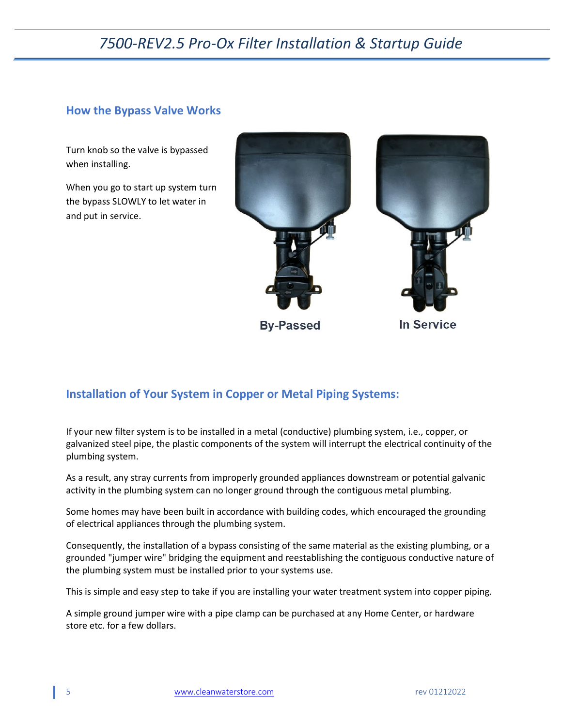## How the Bypass Valve Works

Turn knob so the valve is bypassed when installing.

When you go to start up system turn the bypass SLOWLY to let water in and put in service.

By-Passed

In Service

## Installation of Your System in Copper or Metal Piping Systems:

If your new filter system is to be installed in a metal (conductive) plumbing system, i.e., copper, or galvanized steel pipe, the plastic components of the system will interrupt the electrical continuity of the plumbing system.

As a result, any stray currents from improperly grounded appliances downstream or potential galvanic activity in the plumbing system can no longer ground through the contiguous metal plumbing.

Some homes may have been built in accordance with building codes, which encouraged the grounding of electrical appliances through the plumbing system.

Consequently, the installation of a bypass consisting of the same material as the existing plumbing, or a grounded "jumper wire" bridging the equipment and reestablishing the contiguous conductive nature of the plumbing system must be installed prior to your systems use.

This is simple and easy step to take if you are installing your water treatment system into copper piping.

A simple ground jumper wire with a pipe clamp can be purchased at any Home Center, or hardware store etc. for a few dollars.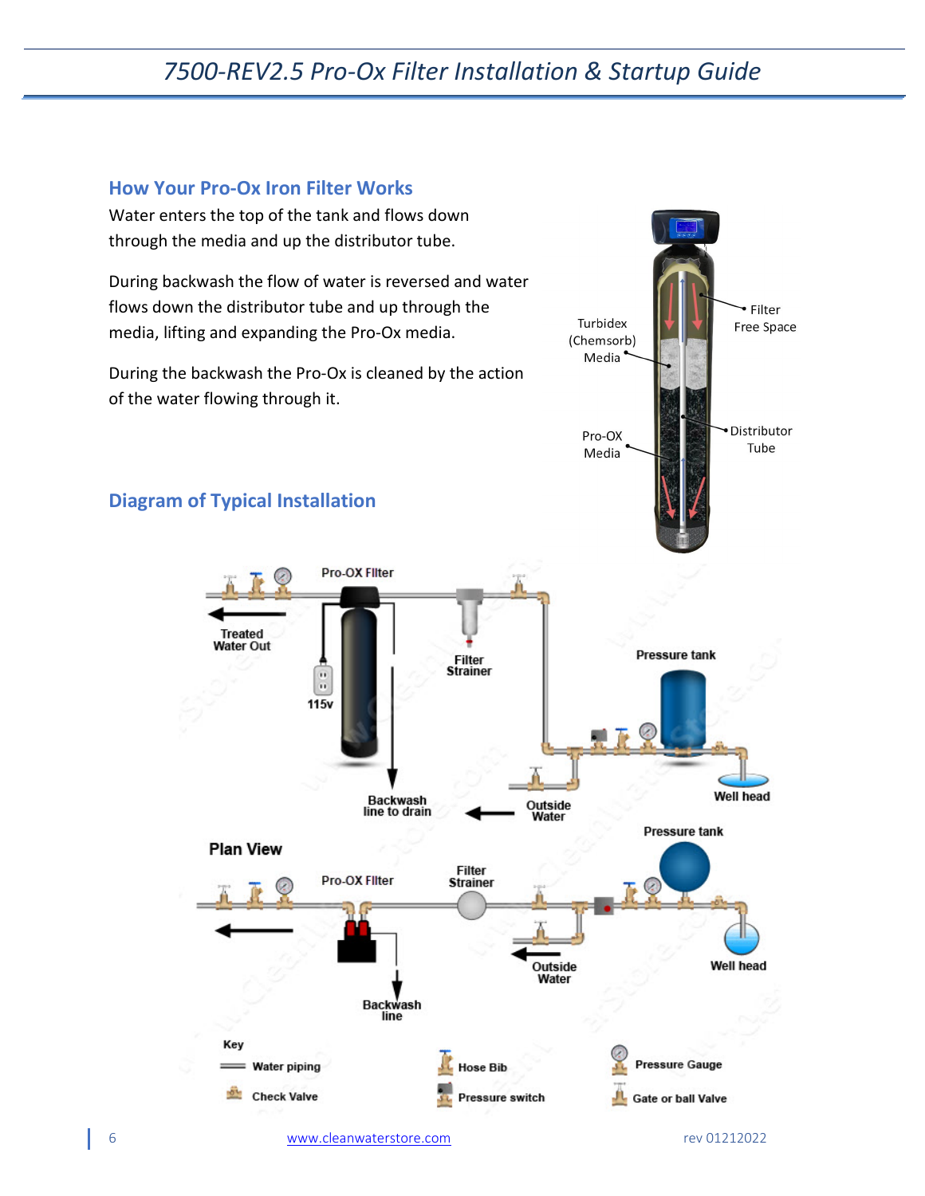## How Your Pro-Ox Iron Filter Works

Water enters the top of the tank and flows down through the media and up the distributor tube.

During backwash the flow of water is reversed and water flows down the distributor tube and up through the media, lifting and expanding the Pro-Ox media.

During the backwash the Pro-Ox is cleaned by the action of the water flowing through it.

Turbidex (Chemsorb) Media

Filter Free Space

Distributor Tube

Pro-OX Media

## Diagram of Typical Installation

Pro-OX Filter

Treated Water Out

115v

Filter Strainer

Pressure tank

Backwash line to drain

Outside Water

Well head

Plan View

Pro-OX Filter

Filter Strainer

Pressure tank

Outside Water

Well head

Backwash line

Key

- Water piping
- Check Valve
- Hose Bib
- Pressure switch
- Pressure Gauge
- Gate or ball Valve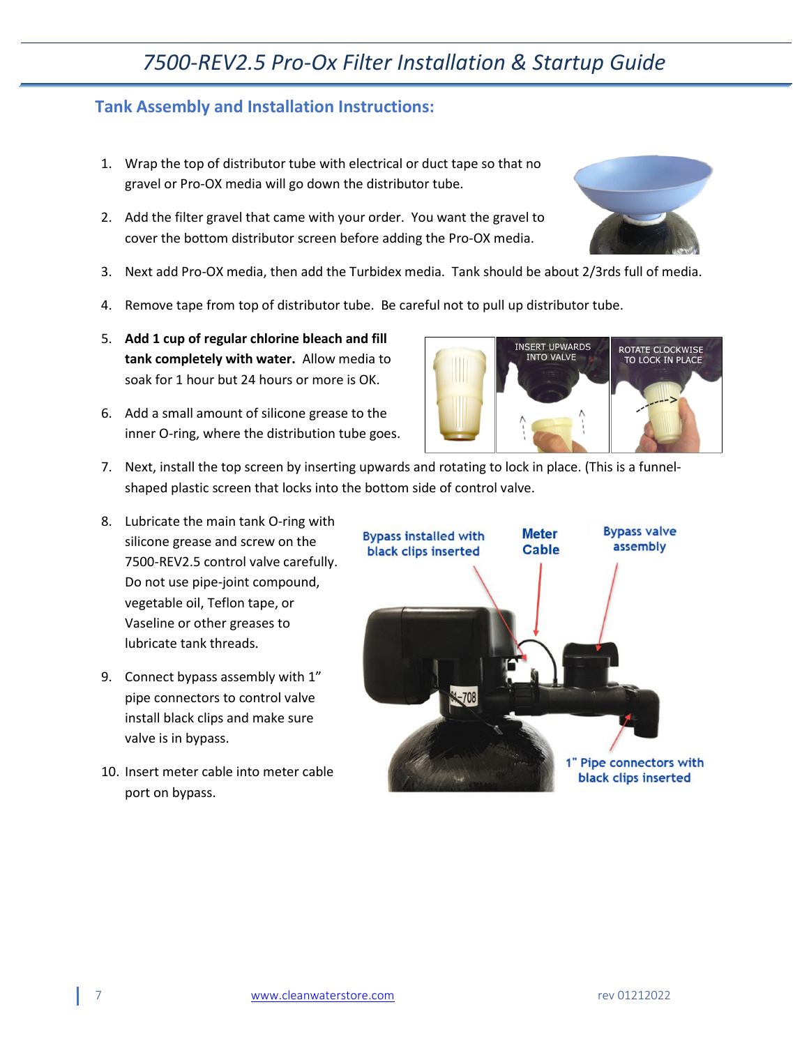## Tank Assembly and Installation Instructions:

1. Wrap the top of distributor tube with electrical or duct tape so that no gravel or Pro-OX media will go down the distributor tube.
2. Add the filter gravel that came with your order. You want the gravel to cover the bottom distributor screen before adding the Pro-OX media.
3. Next add Pro-OX media, then add the Turbidex media. Tank should be about 2/3rds full of media.
4. Remove tape from top of distributor tube. Be careful not to pull up distributor tube.
5. **Add 1 cup of regular chlorine bleach and fill tank completely with water.** Allow media to soak for 1 hour but 24 hours or more is OK.
6. Add a small amount of silicone grease to the inner O-ring, where the distribution tube goes.
7. Next, install the top screen by inserting upwards and rotating to lock in place. (This is a funnel-shaped plastic screen that locks into the bottom side of control valve.
8. Lubricate the main tank O-ring with silicone grease and screw on the 7500-REV2.5 control valve carefully. Do not use pipe-joint compound, vegetable oil, Teflon tape, or Vaseline or other greases to lubricate tank threads.
9. Connect bypass assembly with 1" pipe connectors to control valve install black clips and make sure valve is in bypass.
10. Insert meter cable into meter cable port on bypass.

INSERT UPWARDS INTO VALVE

ROTATE CLOCKWISE TO LOCK IN PLACE

Bypass installed with black clips inserted

Meter Cable

Bypass valve assembly

1" Pipe connectors with black clips inserted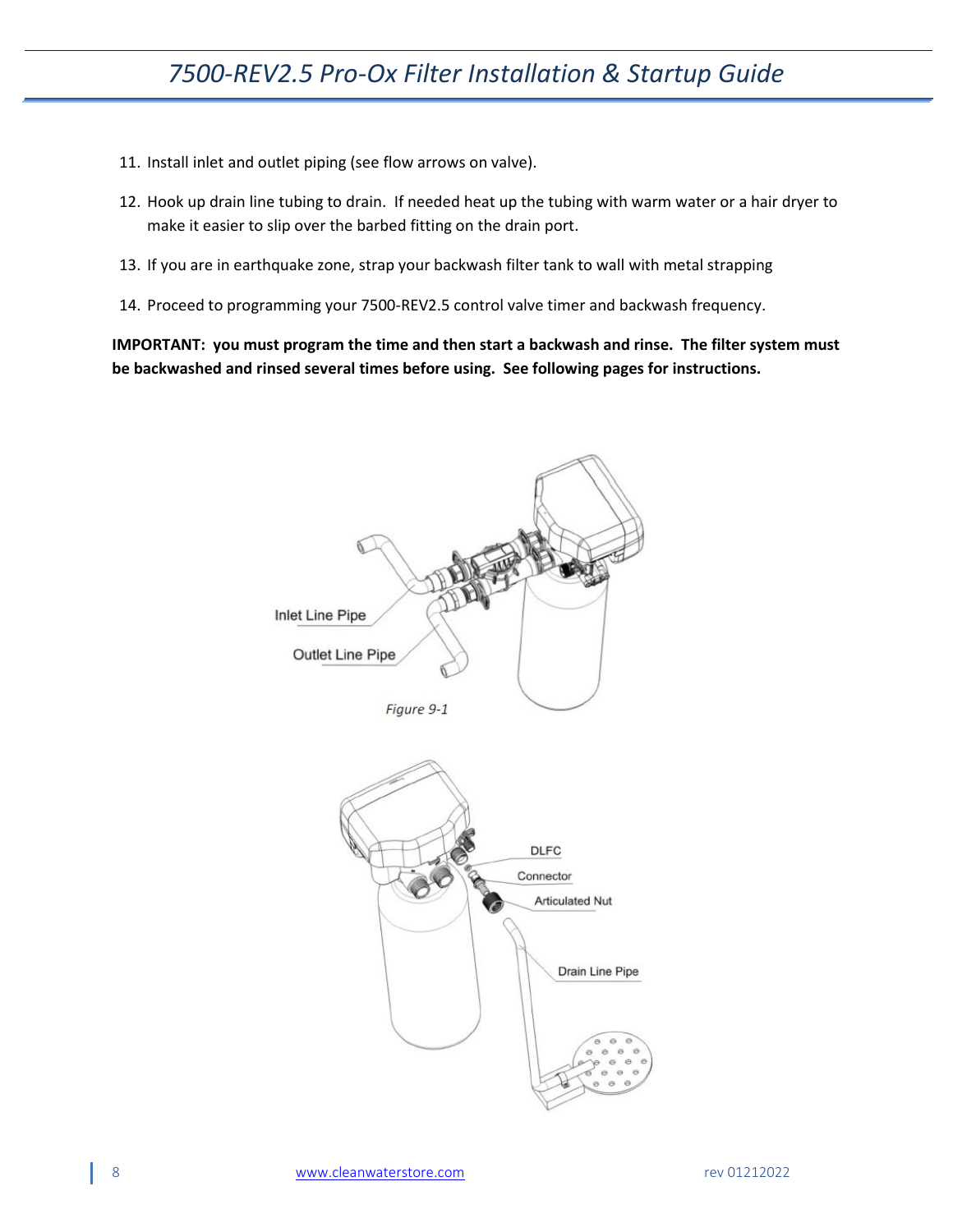11. Install inlet and outlet piping (see flow arrows on valve).
12. Hook up drain line tubing to drain. If needed heat up the tubing with warm water or a hair dryer to make it easier to slip over the barbed fitting on the drain port.
13. If you are in earthquake zone, strap your backwash filter tank to wall with metal strapping
14. Proceed to programming your 7500-REV2.5 control valve timer and backwash frequency.

**IMPORTANT: you must program the time and then start a backwash and rinse. The filter system must be backwashed and rinsed several times before using. See following pages for instructions.**

Inlet Line Pipe

Outlet Line Pipe

*Figure 9-1*

DLFC

Connector

Articulated Nut

Drain Line Pipe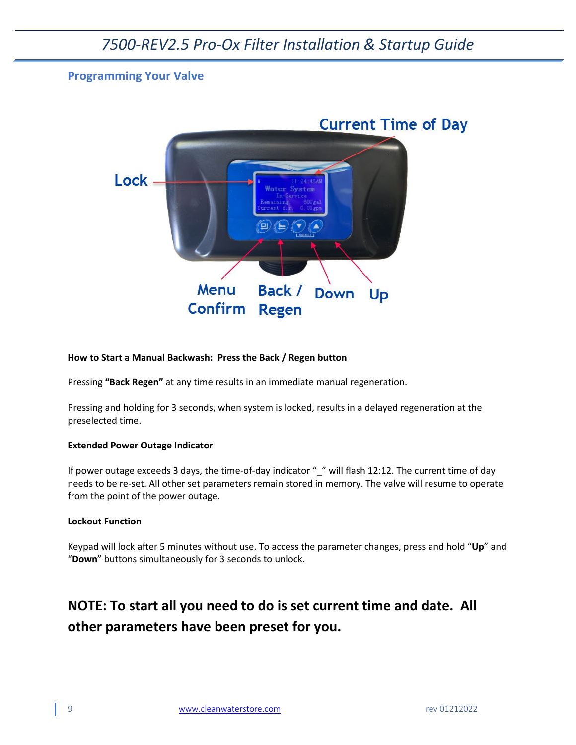## Programming Your Valve

Current Time of Day

Lock

Menu Confirm

Back / Regen

Down

Up

**How to Start a Manual Backwash: Press the Back / Regen button**

Pressing **"Back Regen"** at any time results in an immediate manual regeneration.

Pressing and holding for 3 seconds, when system is locked, results in a delayed regeneration at the preselected time.

**Extended Power Outage Indicator**

If power outage exceeds 3 days, the time-of-day indicator "_" will flash 12:12. The current time of day needs to be re-set. All other set parameters remain stored in memory. The valve will resume to operate from the point of the power outage.

**Lockout Function**

Keypad will lock after 5 minutes without use. To access the parameter changes, press and hold "**Up**" and "**Down**" buttons simultaneously for 3 seconds to unlock.

## NOTE: To start all you need to do is set current time and date. All other parameters have been preset for you.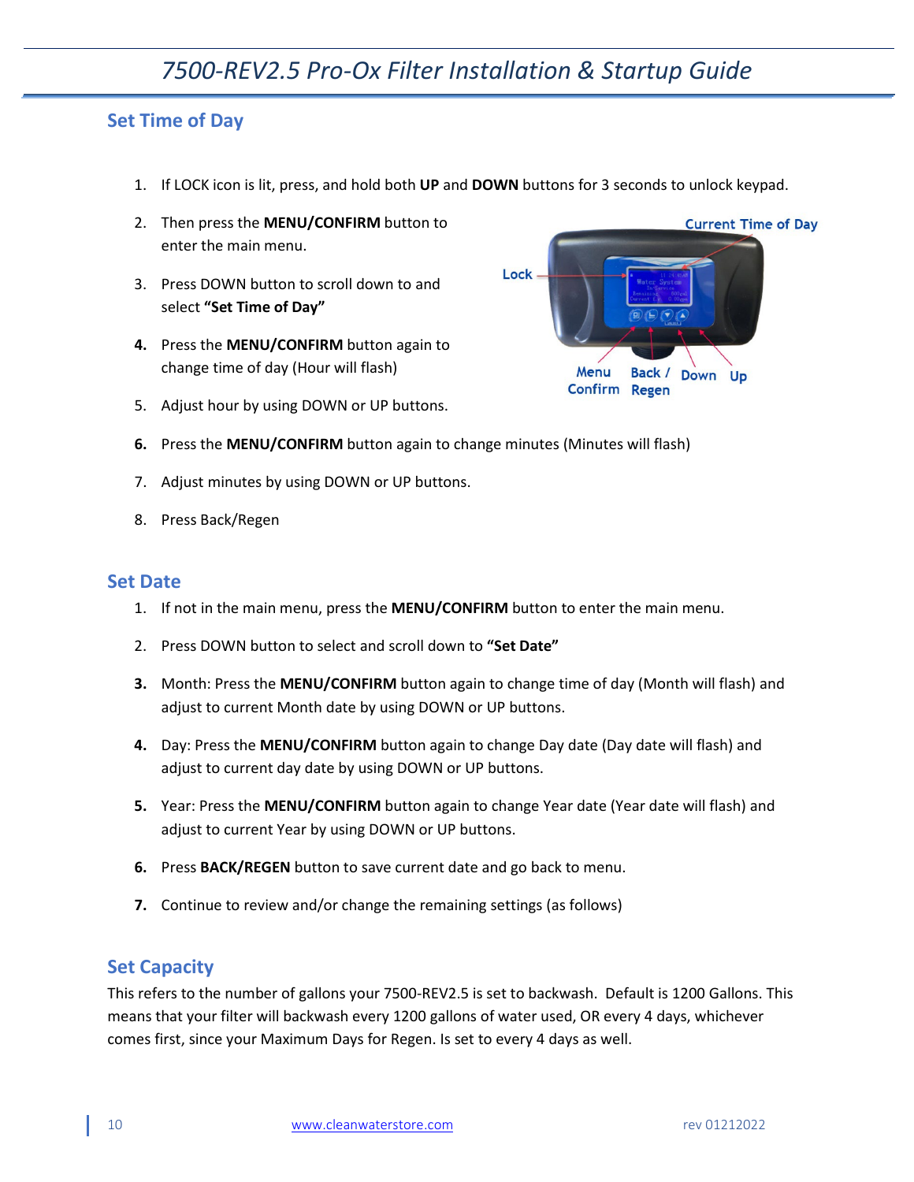## Set Time of Day

1. If LOCK icon is lit, press, and hold both **UP** and **DOWN** buttons for 3 seconds to unlock keypad.
2. Then press the **MENU/CONFIRM** button to enter the main menu.
3. Press DOWN button to scroll down to and select **"Set Time of Day"**
4. Press the **MENU/CONFIRM** button again to change time of day (Hour will flash)
5. Adjust hour by using DOWN or UP buttons.
6. Press the **MENU/CONFIRM** button again to change minutes (Minutes will flash)
7. Adjust minutes by using DOWN or UP buttons.
8. Press Back/Regen

## Set Date

1. If not in the main menu, press the **MENU/CONFIRM** button to enter the main menu.
2. Press DOWN button to select and scroll down to **"Set Date"**
3. Month: Press the **MENU/CONFIRM** button again to change time of day (Month will flash) and adjust to current Month date by using DOWN or UP buttons.
4. Day: Press the **MENU/CONFIRM** button again to change Day date (Day date will flash) and adjust to current day date by using DOWN or UP buttons.
5. Year: Press the **MENU/CONFIRM** button again to change Year date (Year date will flash) and adjust to current Year by using DOWN or UP buttons.
6. Press **BACK/REGEN** button to save current date and go back to menu.
7. Continue to review and/or change the remaining settings (as follows)

## Set Capacity

This refers to the number of gallons your 7500-REV2.5 is set to backwash. Default is 1200 Gallons. This means that your filter will backwash every 1200 gallons of water used, OR every 4 days, whichever comes first, since your Maximum Days for Regen. Is set to every 4 days as well.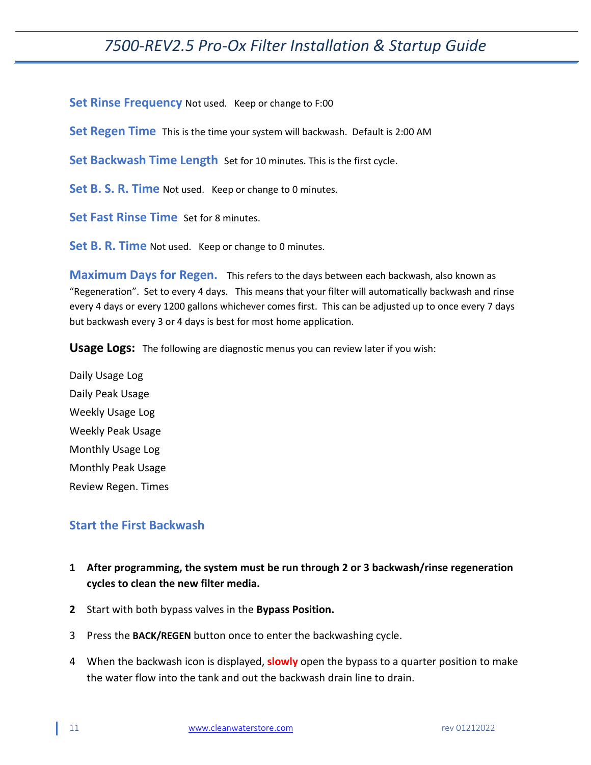**Set Rinse Frequency** Not used. Keep or change to F:00

**Set Regen Time** This is the time your system will backwash. Default is 2:00 AM

**Set Backwash Time Length** Set for 10 minutes. This is the first cycle.

**Set B. S. R. Time** Not used. Keep or change to 0 minutes.

**Set Fast Rinse Time** Set for 8 minutes.

**Set B. R. Time** Not used. Keep or change to 0 minutes.

**Maximum Days for Regen.** This refers to the days between each backwash, also known as "Regeneration". Set to every 4 days. This means that your filter will automatically backwash and rinse every 4 days or every 1200 gallons whichever comes first. This can be adjusted up to once every 7 days but backwash every 3 or 4 days is best for most home application.

**Usage Logs:** The following are diagnostic menus you can review later if you wish:

Daily Usage Log
Daily Peak Usage
Weekly Usage Log
Weekly Peak Usage
Monthly Usage Log
Monthly Peak Usage
Review Regen. Times

## Start the First Backwash

1. **After programming, the system must be run through 2 or 3 backwash/rinse regeneration cycles to clean the new filter media.**
2. Start with both bypass valves in the **Bypass Position.**
3. Press the **BACK/REGEN** button once to enter the backwashing cycle.
4. When the backwash icon is displayed, **slowly** open the bypass to a quarter position to make the water flow into the tank and out the backwash drain line to drain.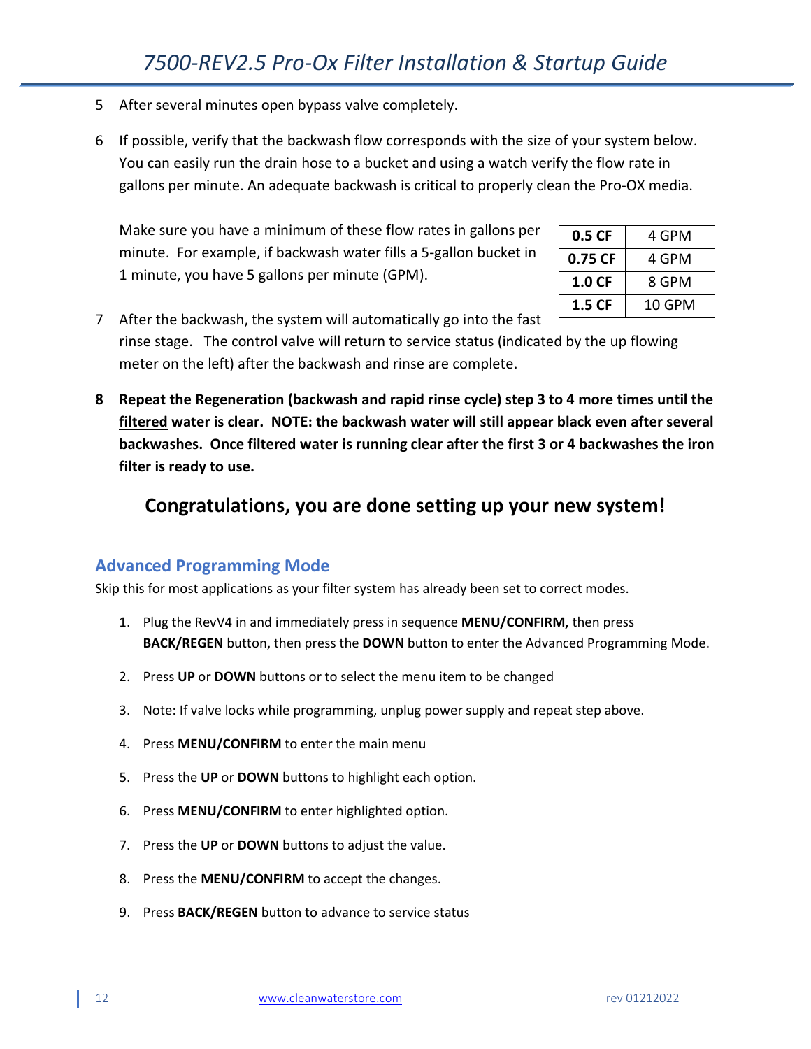5 After several minutes open bypass valve completely.

6 If possible, verify that the backwash flow corresponds with the size of your system below. You can easily run the drain hose to a bucket and using a watch verify the flow rate in gallons per minute. An adequate backwash is critical to properly clean the Pro-OX media.

Make sure you have a minimum of these flow rates in gallons per minute. For example, if backwash water fills a 5-gallon bucket in 1 minute, you have 5 gallons per minute (GPM).

| | |
|---|---|
| **0.5 CF** | 4 GPM |
| **0.75 CF** | 4 GPM |
| **1.0 CF** | 8 GPM |
| **1.5 CF** | 10 GPM |

7 After the backwash, the system will automatically go into the fast rinse stage. The control valve will return to service status (indicated by the up flowing meter on the left) after the backwash and rinse are complete.

8 **Repeat the Regeneration (backwash and rapid rinse cycle) step 3 to 4 more times until the filtered water is clear. NOTE: the backwash water will still appear black even after several backwashes. Once filtered water is running clear after the first 3 or 4 backwashes the iron filter is ready to use.**

## Congratulations, you are done setting up your new system!

### Advanced Programming Mode

Skip this for most applications as your filter system has already been set to correct modes.

1. Plug the RevV4 in and immediately press in sequence **MENU/CONFIRM,** then press **BACK/REGEN** button, then press the **DOWN** button to enter the Advanced Programming Mode.
2. Press **UP** or **DOWN** buttons or to select the menu item to be changed
3. Note: If valve locks while programming, unplug power supply and repeat step above.
4. Press **MENU/CONFIRM** to enter the main menu
5. Press the **UP** or **DOWN** buttons to highlight each option.
6. Press **MENU/CONFIRM** to enter highlighted option.
7. Press the **UP** or **DOWN** buttons to adjust the value.
8. Press the **MENU/CONFIRM** to accept the changes.
9. Press **BACK/REGEN** button to advance to service status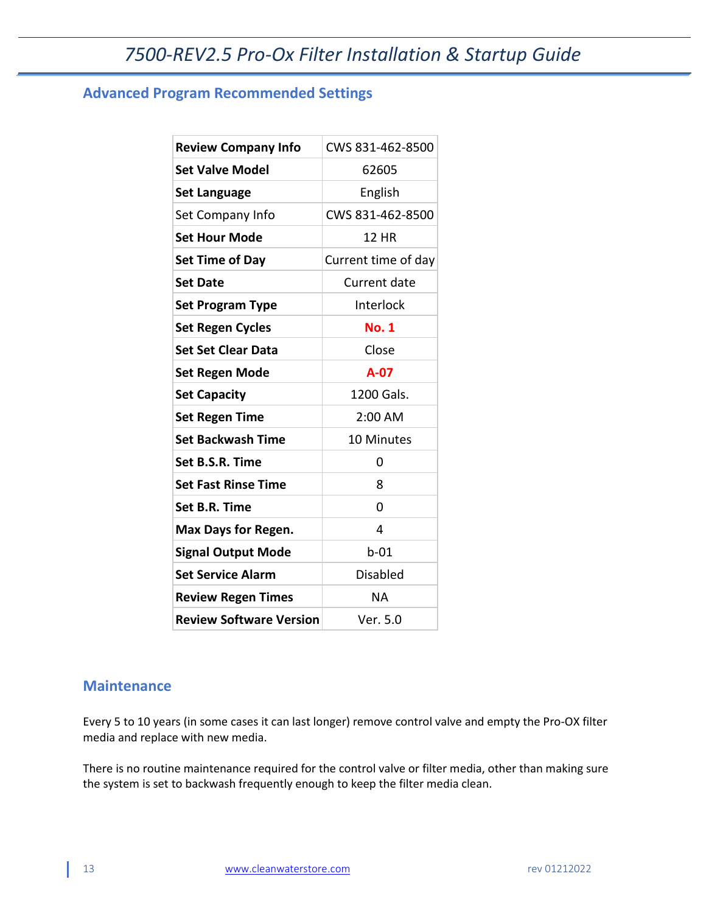## Advanced Program Recommended Settings

| Setting | Value |
|---|---|
| **Review Company Info** | CWS 831-462-8500 |
| **Set Valve Model** | 62605 |
| **Set Language** | English |
| Set Company Info | CWS 831-462-8500 |
| **Set Hour Mode** | 12 HR |
| **Set Time of Day** | Current time of day |
| **Set Date** | Current date |
| **Set Program Type** | Interlock |
| **Set Regen Cycles** | **No. 1** |
| **Set Set Clear Data** | Close |
| **Set Regen Mode** | **A-07** |
| **Set Capacity** | 1200 Gals. |
| **Set Regen Time** | 2:00 AM |
| **Set Backwash Time** | 10 Minutes |
| **Set B.S.R. Time** | 0 |
| **Set Fast Rinse Time** | 8 |
| **Set B.R. Time** | 0 |
| **Max Days for Regen.** | 4 |
| **Signal Output Mode** | b-01 |
| **Set Service Alarm** | Disabled |
| **Review Regen Times** | NA |
| **Review Software Version** | Ver. 5.0 |

## Maintenance

Every 5 to 10 years (in some cases it can last longer) remove control valve and empty the Pro-OX filter media and replace with new media.

There is no routine maintenance required for the control valve or filter media, other than making sure the system is set to backwash frequently enough to keep the filter media clean.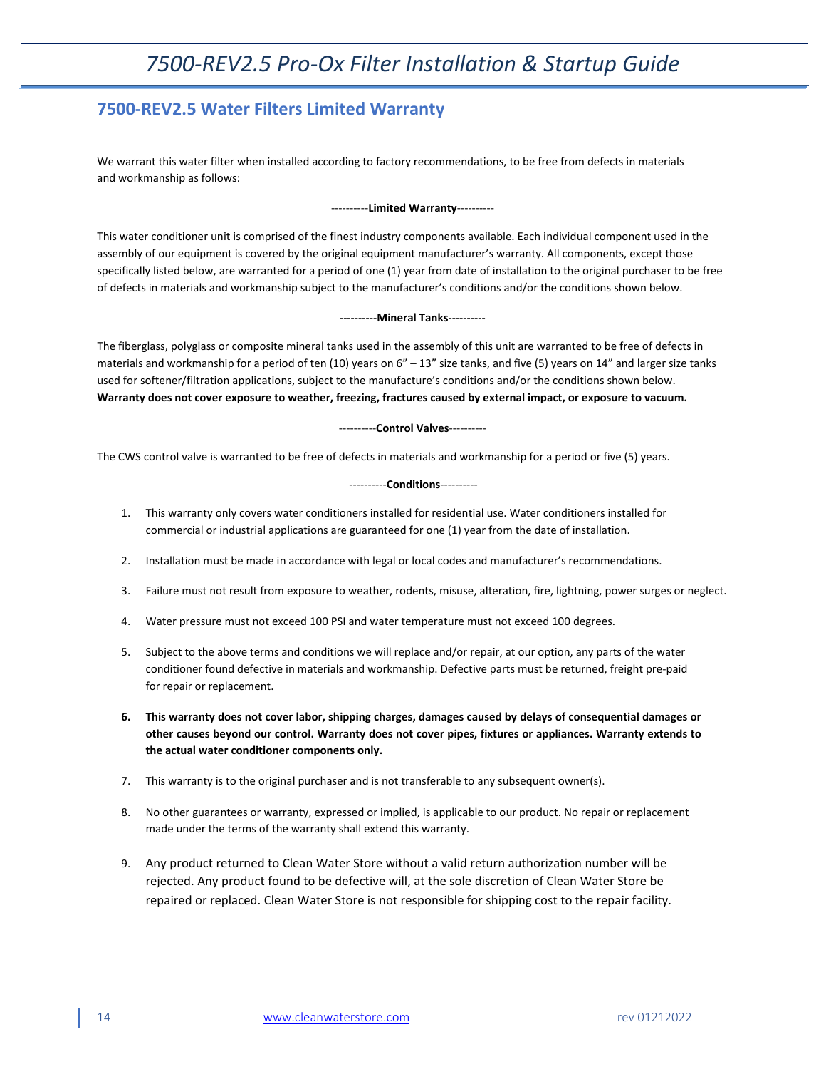## 7500-REV2.5 Water Filters Limited Warranty

We warrant this water filter when installed according to factory recommendations, to be free from defects in materials and workmanship as follows:

----------**Limited Warranty**----------

This water conditioner unit is comprised of the finest industry components available. Each individual component used in the assembly of our equipment is covered by the original equipment manufacturer's warranty. All components, except those specifically listed below, are warranted for a period of one (1) year from date of installation to the original purchaser to be free of defects in materials and workmanship subject to the manufacturer's conditions and/or the conditions shown below.

----------**Mineral Tanks**----------

The fiberglass, polyglass or composite mineral tanks used in the assembly of this unit are warranted to be free of defects in materials and workmanship for a period of ten (10) years on 6" – 13" size tanks, and five (5) years on 14" and larger size tanks used for softener/filtration applications, subject to the manufacture's conditions and/or the conditions shown below. **Warranty does not cover exposure to weather, freezing, fractures caused by external impact, or exposure to vacuum.**

----------**Control Valves**----------

The CWS control valve is warranted to be free of defects in materials and workmanship for a period or five (5) years.

----------**Conditions**----------

1. This warranty only covers water conditioners installed for residential use. Water conditioners installed for commercial or industrial applications are guaranteed for one (1) year from the date of installation.

2. Installation must be made in accordance with legal or local codes and manufacturer's recommendations.

3. Failure must not result from exposure to weather, rodents, misuse, alteration, fire, lightning, power surges or neglect.

4. Water pressure must not exceed 100 PSI and water temperature must not exceed 100 degrees.

5. Subject to the above terms and conditions we will replace and/or repair, at our option, any parts of the water conditioner found defective in materials and workmanship. Defective parts must be returned, freight pre-paid for repair or replacement.

6. **This warranty does not cover labor, shipping charges, damages caused by delays of consequential damages or other causes beyond our control. Warranty does not cover pipes, fixtures or appliances. Warranty extends to the actual water conditioner components only.**

7. This warranty is to the original purchaser and is not transferable to any subsequent owner(s).

8. No other guarantees or warranty, expressed or implied, is applicable to our product. No repair or replacement made under the terms of the warranty shall extend this warranty.

9. Any product returned to Clean Water Store without a valid return authorization number will be rejected. Any product found to be defective will, at the sole discretion of Clean Water Store be repaired or replaced. Clean Water Store is not responsible for shipping cost to the repair facility.